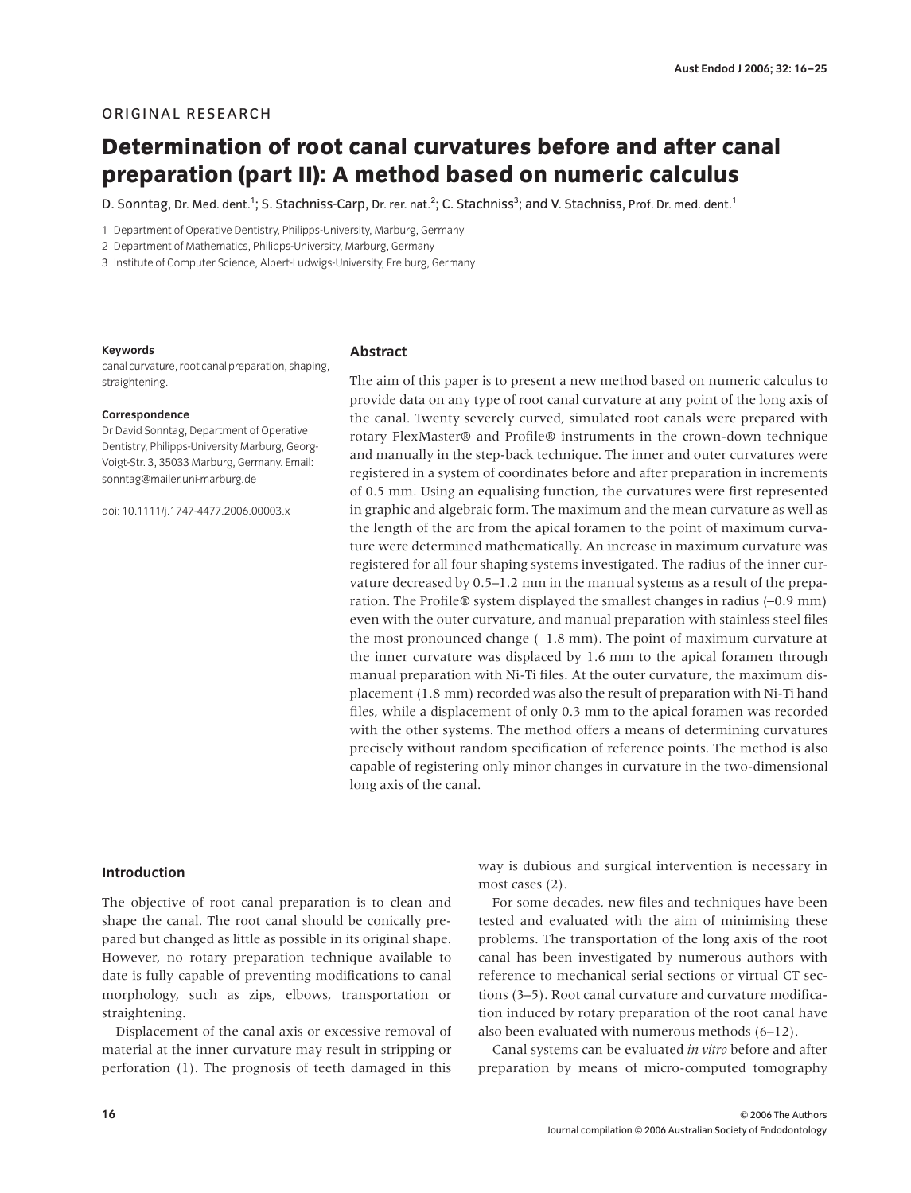ORIGINAL RESEARCH

# Determination of root canal curvatures before and after canal preparation (part II): A method based on numeric calculus

D. Sonntag, Dr. Med. dent.[1]; S. Stachniss-Carp, Dr. rer. nat.[2]; C. Stachniss[3]; and V. Stachniss, Prof. Dr. med. dent.[1]

1 Department of Operative Dentistry, Philipps-University, Marburg, Germany

2 Department of Mathematics, Philipps-University, Marburg, Germany

3 Institute of Computer Science, Albert-Ludwigs-University, Freiburg, Germany

**Keywords**

canal curvature, root canal preparation, shaping, straightening.

**Correspondence**

Dr David Sonntag, Department of Operative Dentistry, Philipps-University Marburg, Georg-Voigt-Str. 3, 35033 Marburg, Germany. Email: sonntag@mailer.uni-marburg.de

doi: 10.1111/j.1747-4477.2006.00003.x

## Abstract

The aim of this paper is to present a new method based on numeric calculus to provide data on any type of root canal curvature at any point of the long axis of the canal. Twenty severely curved, simulated root canals were prepared with rotary FlexMaster® and Profile® instruments in the crown-down technique and manually in the step-back technique. The inner and outer curvatures were registered in a system of coordinates before and after preparation in increments of 0.5 mm. Using an equalising function, the curvatures were first represented in graphic and algebraic form. The maximum and the mean curvature as well as the length of the arc from the apical foramen to the point of maximum curvature were determined mathematically. An increase in maximum curvature was registered for all four shaping systems investigated. The radius of the inner curvature decreased by 0.5–1.2 mm in the manual systems as a result of the preparation. The Profile® system displayed the smallest changes in radius (–0.9 mm) even with the outer curvature, and manual preparation with stainless steel files the most pronounced change (–1.8 mm). The point of maximum curvature at the inner curvature was displaced by 1.6 mm to the apical foramen through manual preparation with Ni-Ti files. At the outer curvature, the maximum displacement (1.8 mm) recorded was also the result of preparation with Ni-Ti hand files, while a displacement of only 0.3 mm to the apical foramen was recorded with the other systems. The method offers a means of determining curvatures precisely without random specification of reference points. The method is also capable of registering only minor changes in curvature in the two-dimensional long axis of the canal.

## Introduction

The objective of root canal preparation is to clean and shape the canal. The root canal should be conically prepared but changed as little as possible in its original shape. However, no rotary preparation technique available to date is fully capable of preventing modifications to canal morphology, such as zips, elbows, transportation or straightening.

Displacement of the canal axis or excessive removal of material at the inner curvature may result in stripping or perforation (1). The prognosis of teeth damaged in this way is dubious and surgical intervention is necessary in most cases (2).

For some decades, new files and techniques have been tested and evaluated with the aim of minimising these problems. The transportation of the long axis of the root canal has been investigated by numerous authors with reference to mechanical serial sections or virtual CT sections (3–5). Root canal curvature and curvature modification induced by rotary preparation of the root canal have also been evaluated with numerous methods (6–12).

Canal systems can be evaluated *in vitro* before and after preparation by means of micro-computed tomography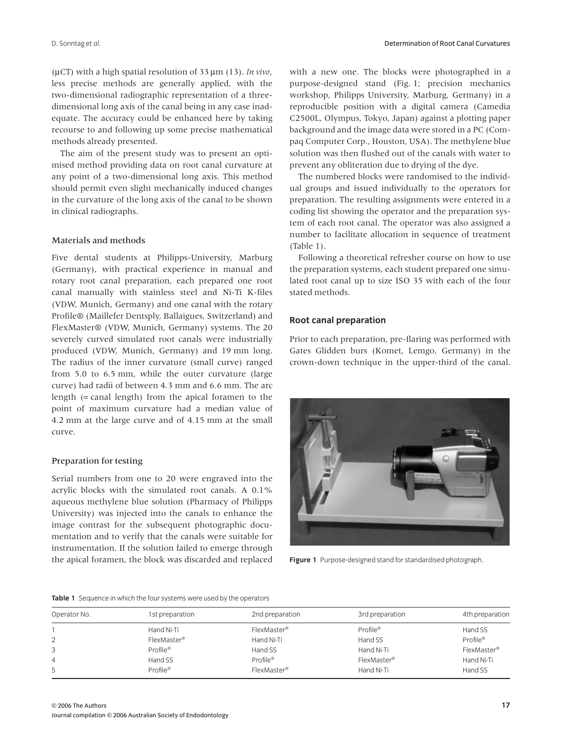(µCT) with a high spatial resolution of 33 µm (13). *In vivo*, less precise methods are generally applied, with the two-dimensional radiographic representation of a three-dimensional long axis of the canal being in any case inadequate. The accuracy could be enhanced here by taking recourse to and following up some precise mathematical methods already presented.

The aim of the present study was to present an optimised method providing data on root canal curvature at any point of a two-dimensional long axis. This method should permit even slight mechanically induced changes in the curvature of the long axis of the canal to be shown in clinical radiographs.

## Materials and methods

Five dental students at Philipps-University, Marburg (Germany), with practical experience in manual and rotary root canal preparation, each prepared one root canal manually with stainless steel and Ni-Ti K-files (VDW, Munich, Germany) and one canal with the rotary Profile® (Maillefer Dentsply, Ballaigues, Switzerland) and FlexMaster® (VDW, Munich, Germany) systems. The 20 severely curved simulated root canals were industrially produced (VDW, Munich, Germany) and 19 mm long. The radius of the inner curvature (small curve) ranged from 5.0 to 6.5 mm, while the outer curvature (large curve) had radii of between 4.3 mm and 6.6 mm. The arc length (= canal length) from the apical foramen to the point of maximum curvature had a median value of 4.2 mm at the large curve and of 4.15 mm at the small curve.

### Preparation for testing

Serial numbers from one to 20 were engraved into the acrylic blocks with the simulated root canals. A 0.1% aqueous methylene blue solution (Pharmacy of Philipps University) was injected into the canals to enhance the image contrast for the subsequent photographic documentation and to verify that the canals were suitable for instrumentation. If the solution failed to emerge through the apical foramen, the block was discarded and replaced with a new one. The blocks were photographed in a purpose-designed stand (Fig. 1; precision mechanics workshop, Philipps University, Marburg, Germany) in a reproducible position with a digital camera (Camedia C2500L, Olympus, Tokyo, Japan) against a plotting paper background and the image data were stored in a PC (Compaq Computer Corp., Houston, USA). The methylene blue solution was then flushed out of the canals with water to prevent any obliteration due to drying of the dye.

The numbered blocks were randomised to the individual groups and issued individually to the operators for preparation. The resulting assignments were entered in a coding list showing the operator and the preparation system of each root canal. The operator was also assigned a number to facilitate allocation in sequence of treatment (Table 1).

Following a theoretical refresher course on how to use the preparation systems, each student prepared one simulated root canal up to size ISO 35 with each of the four stated methods.

### Root canal preparation

Prior to each preparation, pre-flaring was performed with Gates Glidden burs (Komet, Lemgo, Germany) in the crown-down technique in the upper-third of the canal.

**Figure 1** Purpose-designed stand for standardised photograph.

**Table 1** Sequence in which the four systems were used by the operators

| Operator No. | 1st preparation | 2nd preparation | 3rd preparation | 4th preparation |
|---|---|---|---|---|
| 1 | Hand Ni-Ti | FlexMaster® | Profile® | Hand SS |
| 2 | FlexMaster® | Hand Ni-Ti | Hand SS | Profile® |
| 3 | Profile® | Hand SS | Hand Ni-Ti | FlexMaster® |
| 4 | Hand SS | Profile® | FlexMaster® | Hand Ni-Ti |
| 5 | Profile® | FlexMaster® | Hand Ni-Ti | Hand SS |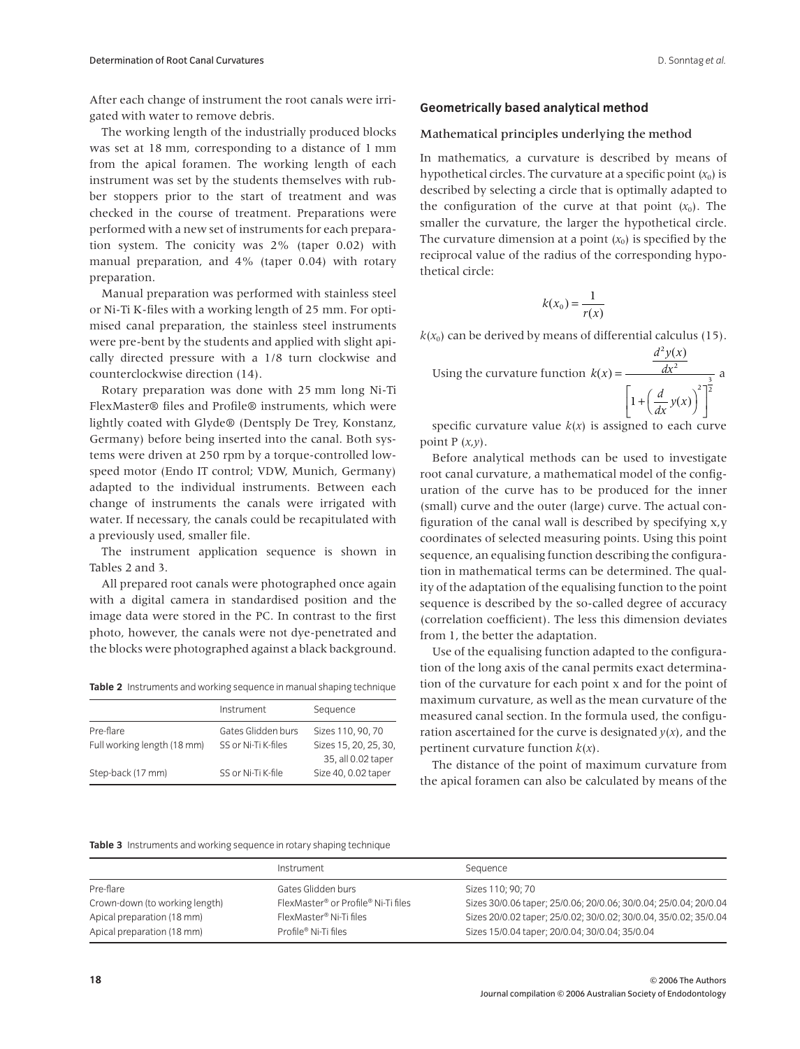After each change of instrument the root canals were irrigated with water to remove debris.

The working length of the industrially produced blocks was set at 18 mm, corresponding to a distance of 1 mm from the apical foramen. The working length of each instrument was set by the students themselves with rubber stoppers prior to the start of treatment and was checked in the course of treatment. Preparations were performed with a new set of instruments for each preparation system. The conicity was 2% (taper 0.02) with manual preparation, and 4% (taper 0.04) with rotary preparation.

Manual preparation was performed with stainless steel or Ni-Ti K-files with a working length of 25 mm. For optimised canal preparation, the stainless steel instruments were pre-bent by the students and applied with slight apically directed pressure with a 1/8 turn clockwise and counterclockwise direction (14).

Rotary preparation was done with 25 mm long Ni-Ti FlexMaster® files and Profile® instruments, which were lightly coated with Glyde® (Dentsply De Trey, Konstanz, Germany) before being inserted into the canal. Both systems were driven at 250 rpm by a torque-controlled low-speed motor (Endo IT control; VDW, Munich, Germany) adapted to the individual instruments. Between each change of instruments the canals were irrigated with water. If necessary, the canals could be recapitulated with a previously used, smaller file.

The instrument application sequence is shown in Tables 2 and 3.

All prepared root canals were photographed once again with a digital camera in standardised position and the image data were stored in the PC. In contrast to the first photo, however, the canals were not dye-penetrated and the blocks were photographed against a black background.

**Table 2** Instruments and working sequence in manual shaping technique

| | Instrument | Sequence |
|---|---|---|
| Pre-flare | Gates Glidden burs | Sizes 110, 90, 70 |
| Full working length (18 mm) | SS or Ni-Ti K-files | Sizes 15, 20, 25, 30, 35, all 0.02 taper |
| Step-back (17 mm) | SS or Ni-Ti K-file | Size 40, 0.02 taper |

## Geometrically based analytical method

### Mathematical principles underlying the method

In mathematics, a curvature is described by means of hypothetical circles. The curvature at a specific point ($x_0$) is described by selecting a circle that is optimally adapted to the configuration of the curve at that point ($x_0$). The smaller the curvature, the larger the hypothetical circle. The curvature dimension at a point ($x_0$) is specified by the reciprocal value of the radius of the corresponding hypothetical circle:

$$k(x_0) = \frac{1}{r(x)}$$

$k(x_0)$ can be derived by means of differential calculus (15).

Using the curvature function $k(x) = \dfrac{\dfrac{d^2y(x)}{dx^2}}{\left[1+\left(\dfrac{d}{dx}y(x)\right)^2\right]^{\frac{3}{2}}}$ a specific curvature value $k(x)$ is assigned to each curve point P $(x,y)$.

Before analytical methods can be used to investigate root canal curvature, a mathematical model of the configuration of the curve has to be produced for the inner (small) curve and the outer (large) curve. The actual configuration of the canal wall is described by specifying x,y coordinates of selected measuring points. Using this point sequence, an equalising function describing the configuration in mathematical terms can be determined. The quality of the adaptation of the equalising function to the point sequence is described by the so-called degree of accuracy (correlation coefficient). The less this dimension deviates from 1, the better the adaptation.

Use of the equalising function adapted to the configuration of the long axis of the canal permits exact determination of the curvature for each point x and for the point of maximum curvature, as well as the mean curvature of the measured canal section. In the formula used, the configuration ascertained for the curve is designated $y(x)$, and the pertinent curvature function $k(x)$.

The distance of the point of maximum curvature from the apical foramen can also be calculated by means of the

**Table 3** Instruments and working sequence in rotary shaping technique

| | Instrument | Sequence |
|---|---|---|
| Pre-flare | Gates Glidden burs | Sizes 110; 90; 70 |
| Crown-down (to working length) | FlexMaster® or Profile® Ni-Ti files | Sizes 30/0.06 taper; 25/0.06; 20/0.06; 30/0.04; 25/0.04; 20/0.04 |
| Apical preparation (18 mm) | FlexMaster® Ni-Ti files | Sizes 20/0.02 taper; 25/0.02; 30/0.02; 30/0.04, 35/0.02; 35/0.04 |
| Apical preparation (18 mm) | Profile® Ni-Ti files | Sizes 15/0.04 taper; 20/0.04; 30/0.04; 35/0.04 |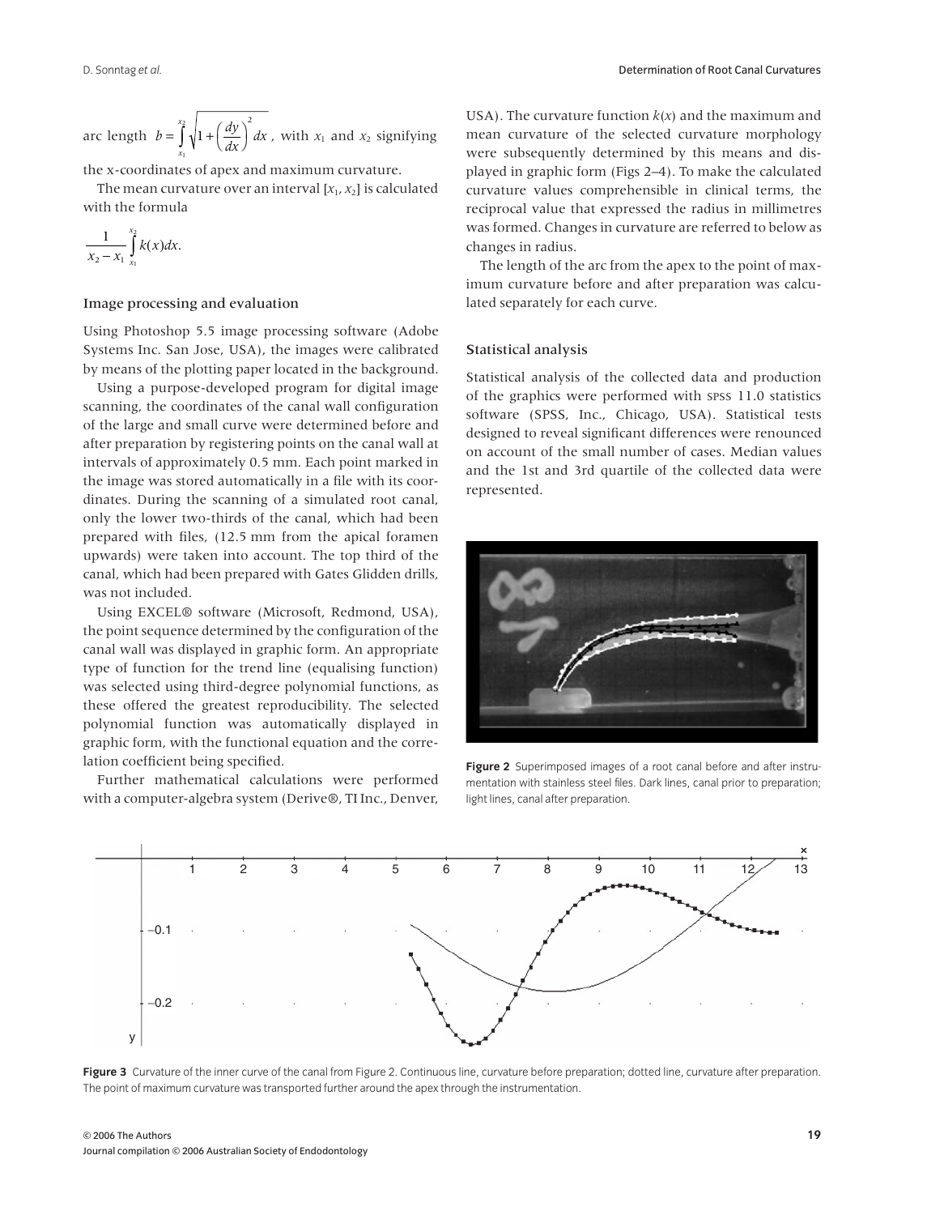arc length $b = \int_{x_1}^{x_2} \sqrt{1 + \left(\frac{dy}{dx}\right)^2} dx$, with $x_1$ and $x_2$ signifying the x-coordinates of apex and maximum curvature.

The mean curvature over an interval $[x_1, x_2]$ is calculated with the formula

$$\frac{1}{x_2 - x_1} \int_{x_1}^{x_2} k(x)dx.$$

### Image processing and evaluation

Using Photoshop 5.5 image processing software (Adobe Systems Inc. San Jose, USA), the images were calibrated by means of the plotting paper located in the background.

Using a purpose-developed program for digital image scanning, the coordinates of the canal wall configuration of the large and small curve were determined before and after preparation by registering points on the canal wall at intervals of approximately 0.5 mm. Each point marked in the image was stored automatically in a file with its coordinates. During the scanning of a simulated root canal, only the lower two-thirds of the canal, which had been prepared with files, (12.5 mm from the apical foramen upwards) were taken into account. The top third of the canal, which had been prepared with Gates Glidden drills, was not included.

Using EXCEL® software (Microsoft, Redmond, USA), the point sequence determined by the configuration of the canal wall was displayed in graphic form. An appropriate type of function for the trend line (equalising function) was selected using third-degree polynomial functions, as these offered the greatest reproducibility. The selected polynomial function was automatically displayed in graphic form, with the functional equation and the correlation coefficient being specified.

Further mathematical calculations were performed with a computer-algebra system (Derive®, TI Inc., Denver, USA). The curvature function $k(x)$ and the maximum and mean curvature of the selected curvature morphology were subsequently determined by this means and displayed in graphic form (Figs 2–4). To make the calculated curvature values comprehensible in clinical terms, the reciprocal value that expressed the radius in millimetres was formed. Changes in curvature are referred to below as changes in radius.

The length of the arc from the apex to the point of maximum curvature before and after preparation was calculated separately for each curve.

### Statistical analysis

Statistical analysis of the collected data and production of the graphics were performed with SPSS 11.0 statistics software (SPSS, Inc., Chicago, USA). Statistical tests designed to reveal significant differences were renounced on account of the small number of cases. Median values and the 1st and 3rd quartile of the collected data were represented.

**Figure 2** Superimposed images of a root canal before and after instrumentation with stainless steel files. Dark lines, canal prior to preparation; light lines, canal after preparation.

**Figure 3** Curvature of the inner curve of the canal from Figure 2. Continuous line, curvature before preparation; dotted line, curvature after preparation. The point of maximum curvature was transported further around the apex through the instrumentation.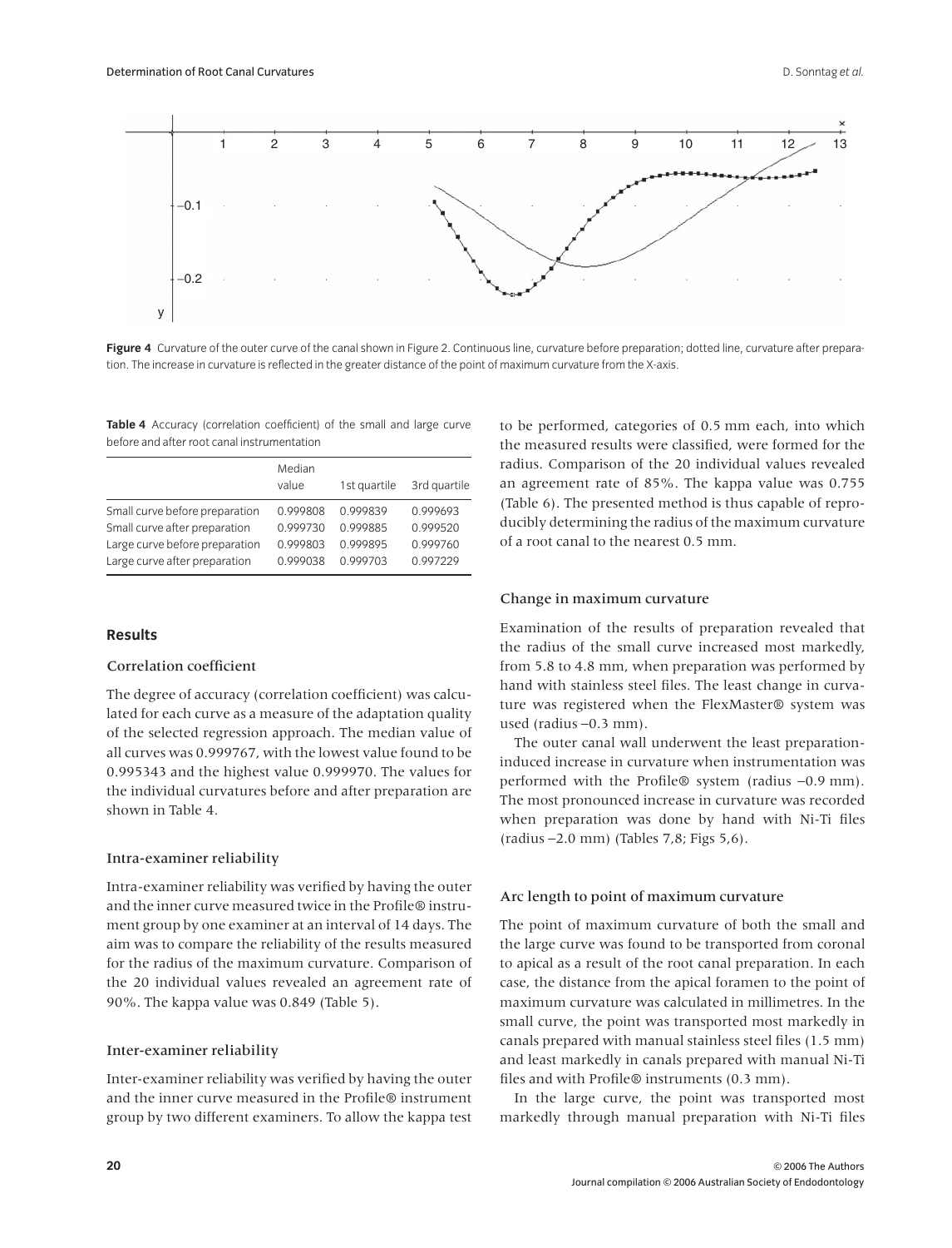**Figure 4** Curvature of the outer curve of the canal shown in Figure 2. Continuous line, curvature before preparation; dotted line, curvature after preparation. The increase in curvature is reflected in the greater distance of the point of maximum curvature from the X-axis.

**Table 4** Accuracy (correlation coefficient) of the small and large curve before and after root canal instrumentation

| | Median value | 1st quartile | 3rd quartile |
|---|---|---|---|
| Small curve before preparation | 0.999808 | 0.999839 | 0.999693 |
| Small curve after preparation | 0.999730 | 0.999885 | 0.999520 |
| Large curve before preparation | 0.999803 | 0.999895 | 0.999760 |
| Large curve after preparation | 0.999038 | 0.999703 | 0.997229 |

## Results

### Correlation coefficient

The degree of accuracy (correlation coefficient) was calculated for each curve as a measure of the adaptation quality of the selected regression approach. The median value of all curves was 0.999767, with the lowest value found to be 0.995343 and the highest value 0.999970. The values for the individual curvatures before and after preparation are shown in Table 4.

### Intra-examiner reliability

Intra-examiner reliability was verified by having the outer and the inner curve measured twice in the Profile® instrument group by one examiner at an interval of 14 days. The aim was to compare the reliability of the results measured for the radius of the maximum curvature. Comparison of the 20 individual values revealed an agreement rate of 90%. The kappa value was 0.849 (Table 5).

### Inter-examiner reliability

Inter-examiner reliability was verified by having the outer and the inner curve measured in the Profile® instrument group by two different examiners. To allow the kappa test to be performed, categories of 0.5 mm each, into which the measured results were classified, were formed for the radius. Comparison of the 20 individual values revealed an agreement rate of 85%. The kappa value was 0.755 (Table 6). The presented method is thus capable of reproducibly determining the radius of the maximum curvature of a root canal to the nearest 0.5 mm.

### Change in maximum curvature

Examination of the results of preparation revealed that the radius of the small curve increased most markedly, from 5.8 to 4.8 mm, when preparation was performed by hand with stainless steel files. The least change in curvature was registered when the FlexMaster® system was used (radius −0.3 mm).

The outer canal wall underwent the least preparation-induced increase in curvature when instrumentation was performed with the Profile® system (radius −0.9 mm). The most pronounced increase in curvature was recorded when preparation was done by hand with Ni-Ti files (radius −2.0 mm) (Tables 7,8; Figs 5,6).

### Arc length to point of maximum curvature

The point of maximum curvature of both the small and the large curve was found to be transported from coronal to apical as a result of the root canal preparation. In each case, the distance from the apical foramen to the point of maximum curvature was calculated in millimetres. In the small curve, the point was transported most markedly in canals prepared with manual stainless steel files (1.5 mm) and least markedly in canals prepared with manual Ni-Ti files and with Profile® instruments (0.3 mm).

In the large curve, the point was transported most markedly through manual preparation with Ni-Ti files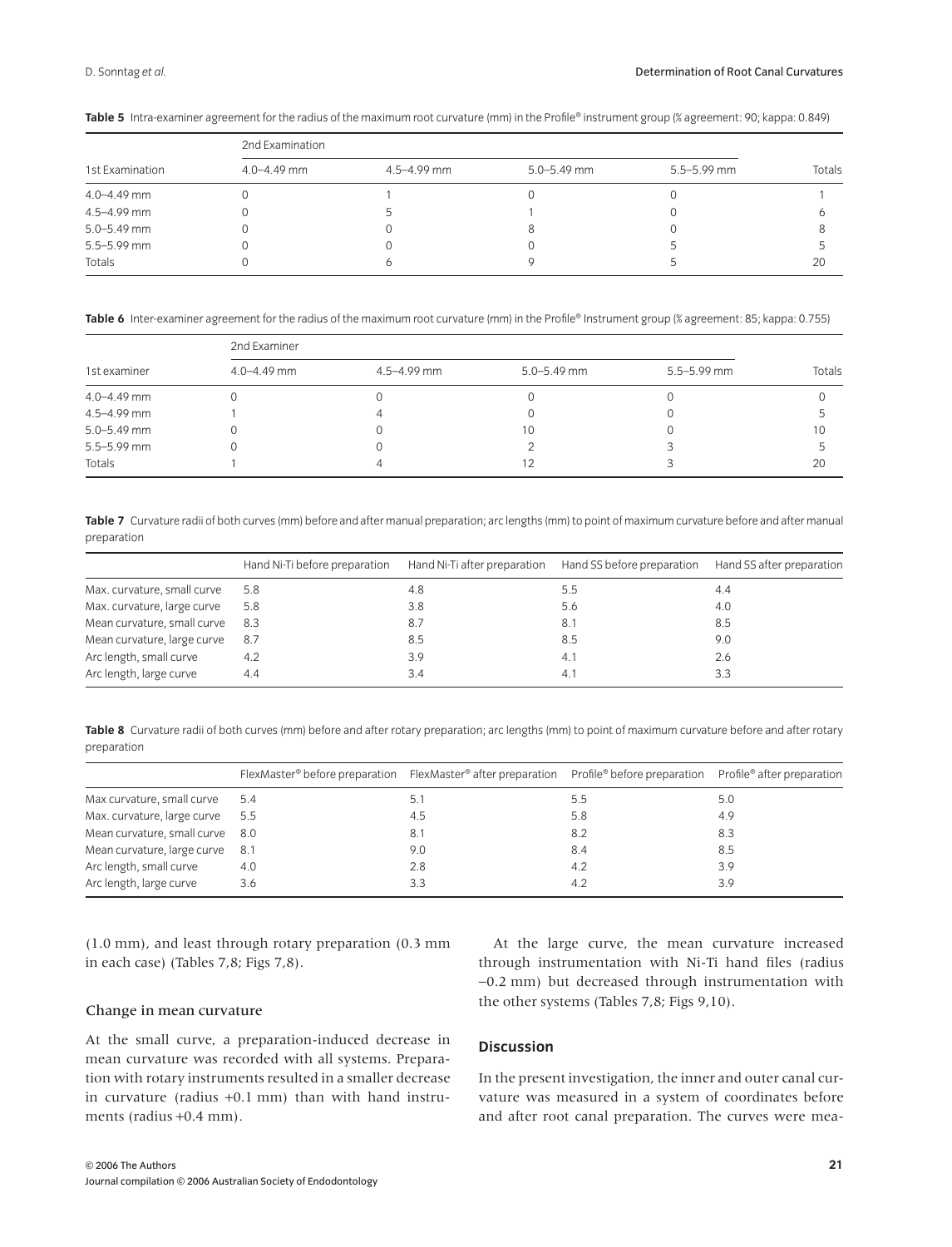**Table 5** Intra-examiner agreement for the radius of the maximum root curvature (mm) in the Profile® instrument group (% agreement: 90; kappa: 0.849)

| 1st Examination | 2nd Examination 4.0–4.49 mm | 4.5–4.99 mm | 5.0–5.49 mm | 5.5–5.99 mm | Totals |
|---|---|---|---|---|---|
| 4.0–4.49 mm | 0 | 1 | 0 | 0 | 1 |
| 4.5–4.99 mm | 0 | 5 | 1 | 0 | 6 |
| 5.0–5.49 mm | 0 | 0 | 8 | 0 | 8 |
| 5.5–5.99 mm | 0 | 0 | 0 | 5 | 5 |
| Totals | 0 | 6 | 9 | 5 | 20 |

**Table 6** Inter-examiner agreement for the radius of the maximum root curvature (mm) in the Profile® Instrument group (% agreement: 85; kappa: 0.755)

| 1st examiner | 2nd Examiner 4.0–4.49 mm | 4.5–4.99 mm | 5.0–5.49 mm | 5.5–5.99 mm | Totals |
|---|---|---|---|---|---|
| 4.0–4.49 mm | 0 | 0 | 0 | 0 | 0 |
| 4.5–4.99 mm | 1 | 4 | 0 | 0 | 5 |
| 5.0–5.49 mm | 0 | 0 | 10 | 0 | 10 |
| 5.5–5.99 mm | 0 | 0 | 2 | 3 | 5 |
| Totals | 1 | 4 | 12 | 3 | 20 |

**Table 7** Curvature radii of both curves (mm) before and after manual preparation; arc lengths (mm) to point of maximum curvature before and after manual preparation

| | Hand Ni-Ti before preparation | Hand Ni-Ti after preparation | Hand SS before preparation | Hand SS after preparation |
|---|---|---|---|---|
| Max. curvature, small curve | 5.8 | 4.8 | 5.5 | 4.4 |
| Max. curvature, large curve | 5.8 | 3.8 | 5.6 | 4.0 |
| Mean curvature, small curve | 8.3 | 8.7 | 8.1 | 8.5 |
| Mean curvature, large curve | 8.7 | 8.5 | 8.5 | 9.0 |
| Arc length, small curve | 4.2 | 3.9 | 4.1 | 2.6 |
| Arc length, large curve | 4.4 | 3.4 | 4.1 | 3.3 |

**Table 8** Curvature radii of both curves (mm) before and after rotary preparation; arc lengths (mm) to point of maximum curvature before and after rotary preparation

| | FlexMaster® before preparation | FlexMaster® after preparation | Profile® before preparation | Profile® after preparation |
|---|---|---|---|---|
| Max curvature, small curve | 5.4 | 5.1 | 5.5 | 5.0 |
| Max. curvature, large curve | 5.5 | 4.5 | 5.8 | 4.9 |
| Mean curvature, small curve | 8.0 | 8.1 | 8.2 | 8.3 |
| Mean curvature, large curve | 8.1 | 9.0 | 8.4 | 8.5 |
| Arc length, small curve | 4.0 | 2.8 | 4.2 | 3.9 |
| Arc length, large curve | 3.6 | 3.3 | 4.2 | 3.9 |

(1.0 mm), and least through rotary preparation (0.3 mm in each case) (Tables 7,8; Figs 7,8).

### Change in mean curvature

At the small curve, a preparation-induced decrease in mean curvature was recorded with all systems. Preparation with rotary instruments resulted in a smaller decrease in curvature (radius +0.1 mm) than with hand instruments (radius +0.4 mm).

At the large curve, the mean curvature increased through instrumentation with Ni-Ti hand files (radius –0.2 mm) but decreased through instrumentation with the other systems (Tables 7,8; Figs 9,10).

## Discussion

In the present investigation, the inner and outer canal curvature was measured in a system of coordinates before and after root canal preparation. The curves were mea-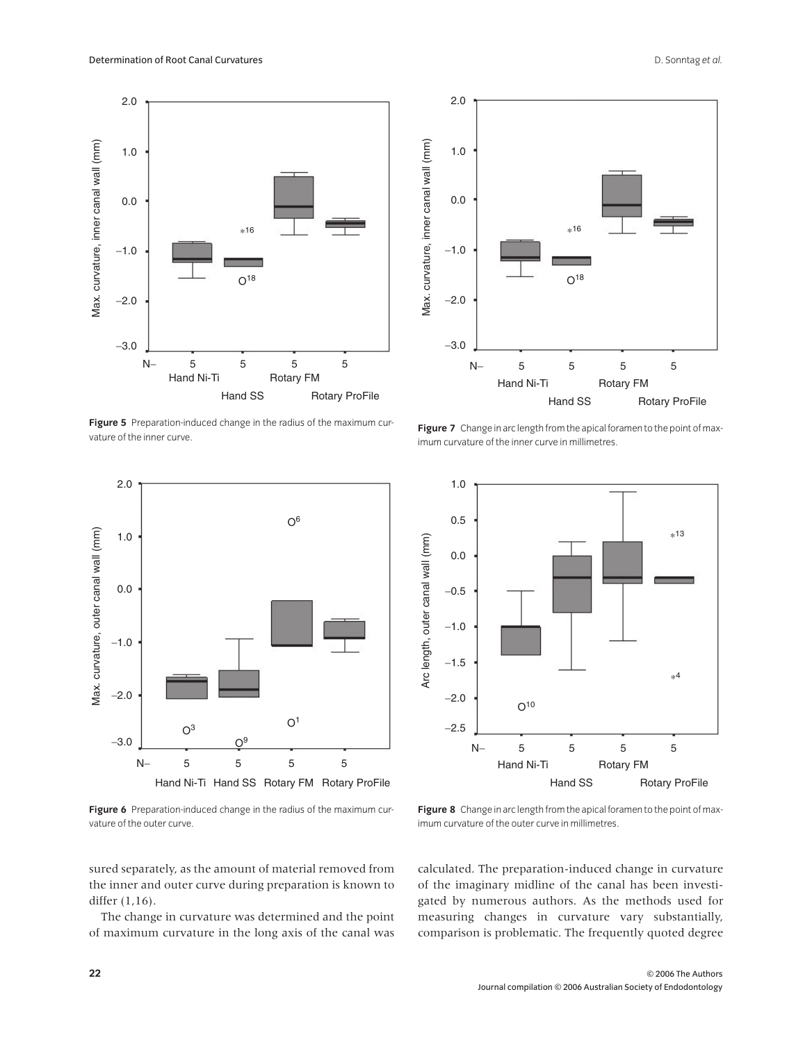Figure 5 Preparation-induced change in the radius of the maximum curvature of the inner curve.

Figure 7 Change in arc length from the apical foramen to the point of maximum curvature of the inner curve in millimetres.

Figure 6 Preparation-induced change in the radius of the maximum curvature of the outer curve.

Figure 8 Change in arc length from the apical foramen to the point of maximum curvature of the outer curve in millimetres.

sured separately, as the amount of material removed from the inner and outer curve during preparation is known to differ (1,16).

The change in curvature was determined and the point of maximum curvature in the long axis of the canal was calculated. The preparation-induced change in curvature of the imaginary midline of the canal has been investigated by numerous authors. As the methods used for measuring changes in curvature vary substantially, comparison is problematic. The frequently quoted degree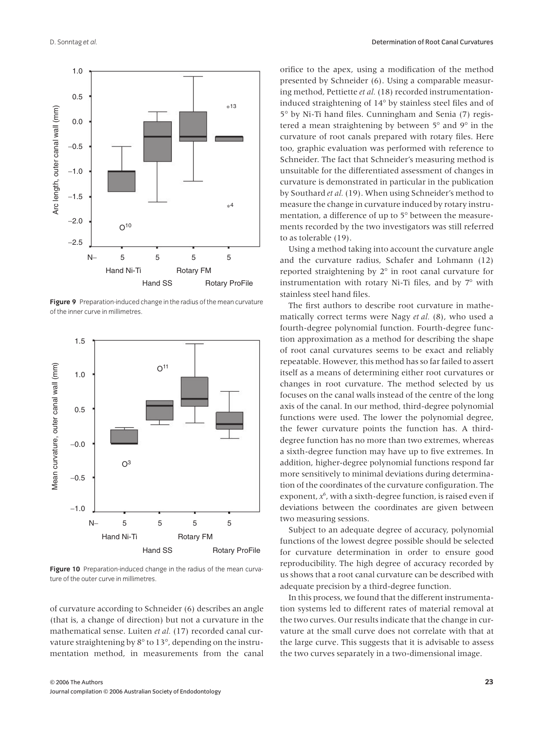**Figure 9** Preparation-induced change in the radius of the mean curvature of the inner curve in millimetres.

**Figure 10** Preparation-induced change in the radius of the mean curvature of the outer curve in millimetres.

of curvature according to Schneider (6) describes an angle (that is, a change of direction) but not a curvature in the mathematical sense. Luiten *et al.* (17) recorded canal curvature straightening by 8° to 13°, depending on the instrumentation method, in measurements from the canal orifice to the apex, using a modification of the method presented by Schneider (6). Using a comparable measuring method, Pettiette *et al.* (18) recorded instrumentation-induced straightening of 14° by stainless steel files and of 5° by Ni-Ti hand files. Cunningham and Senia (7) registered a mean straightening by between 5° and 9° in the curvature of root canals prepared with rotary files. Here too, graphic evaluation was performed with reference to Schneider. The fact that Schneider's measuring method is unsuitable for the differentiated assessment of changes in curvature is demonstrated in particular in the publication by Southard *et al.* (19). When using Schneider's method to measure the change in curvature induced by rotary instrumentation, a difference of up to 5° between the measurements recorded by the two investigators was still referred to as tolerable (19).

Using a method taking into account the curvature angle and the curvature radius, Schafer and Lohmann (12) reported straightening by 2° in root canal curvature for instrumentation with rotary Ni-Ti files, and by 7° with stainless steel hand files.

The first authors to describe root curvature in mathematically correct terms were Nagy *et al.* (8), who used a fourth-degree polynomial function. Fourth-degree function approximation as a method for describing the shape of root canal curvatures seems to be exact and reliably repeatable. However, this method has so far failed to assert itself as a means of determining either root curvatures or changes in root curvature. The method selected by us focuses on the canal walls instead of the centre of the long axis of the canal. In our method, third-degree polynomial functions were used. The lower the polynomial degree, the fewer curvature points the function has. A third-degree function has no more than two extremes, whereas a sixth-degree function may have up to five extremes. In addition, higher-degree polynomial functions respond far more sensitively to minimal deviations during determination of the coordinates of the curvature configuration. The exponent, $x^6$, with a sixth-degree function, is raised even if deviations between the coordinates are given between two measuring sessions.

Subject to an adequate degree of accuracy, polynomial functions of the lowest degree possible should be selected for curvature determination in order to ensure good reproducibility. The high degree of accuracy recorded by us shows that a root canal curvature can be described with adequate precision by a third-degree function.

In this process, we found that the different instrumentation systems led to different rates of material removal at the two curves. Our results indicate that the change in curvature at the small curve does not correlate with that at the large curve. This suggests that it is advisable to assess the two curves separately in a two-dimensional image.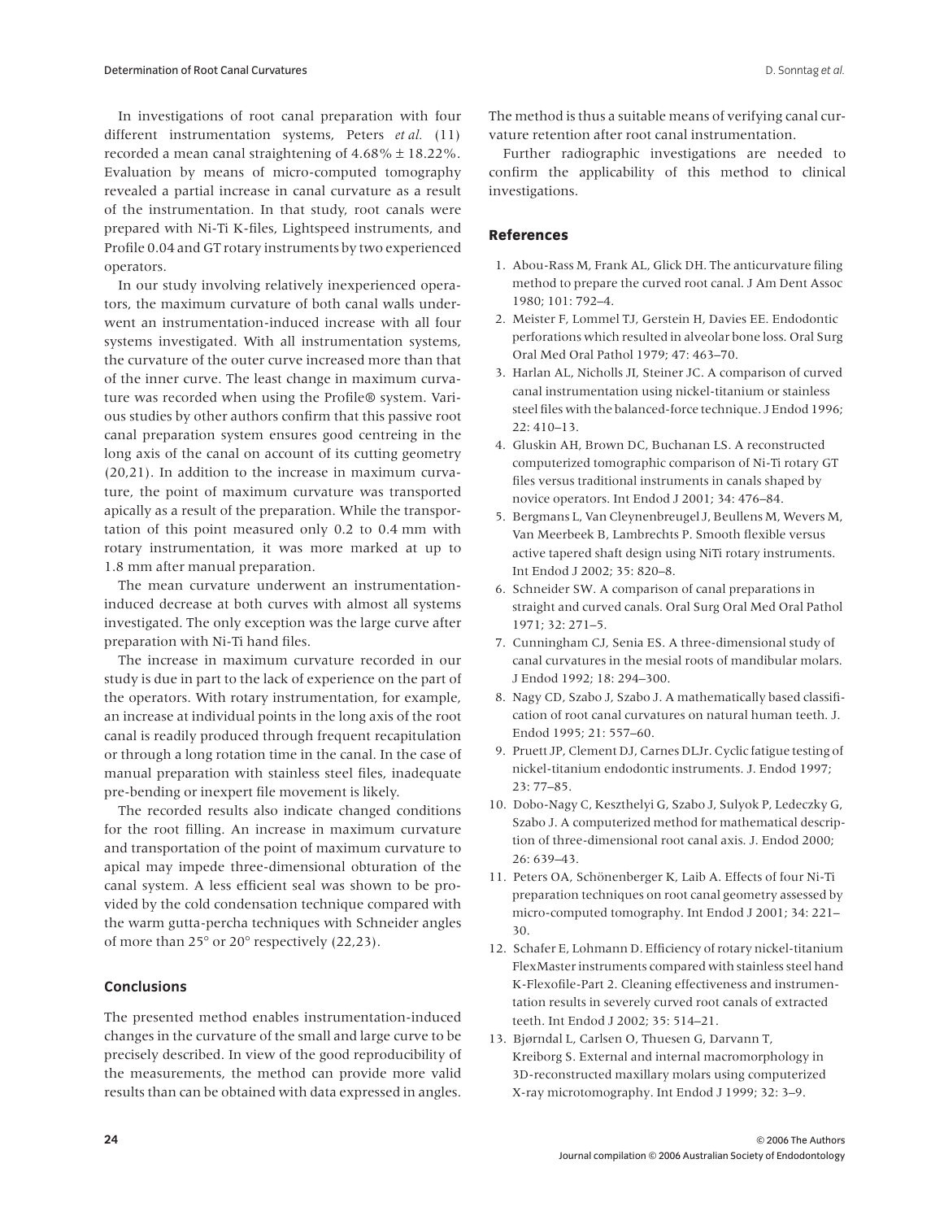In investigations of root canal preparation with four different instrumentation systems, Peters *et al.* (11) recorded a mean canal straightening of 4.68% ± 18.22%. Evaluation by means of micro-computed tomography revealed a partial increase in canal curvature as a result of the instrumentation. In that study, root canals were prepared with Ni-Ti K-files, Lightspeed instruments, and Profile 0.04 and GT rotary instruments by two experienced operators.

In our study involving relatively inexperienced operators, the maximum curvature of both canal walls underwent an instrumentation-induced increase with all four systems investigated. With all instrumentation systems, the curvature of the outer curve increased more than that of the inner curve. The least change in maximum curvature was recorded when using the Profile® system. Various studies by other authors confirm that this passive root canal preparation system ensures good centreing in the long axis of the canal on account of its cutting geometry (20,21). In addition to the increase in maximum curvature, the point of maximum curvature was transported apically as a result of the preparation. While the transportation of this point measured only 0.2 to 0.4 mm with rotary instrumentation, it was more marked at up to 1.8 mm after manual preparation.

The mean curvature underwent an instrumentation-induced decrease at both curves with almost all systems investigated. The only exception was the large curve after preparation with Ni-Ti hand files.

The increase in maximum curvature recorded in our study is due in part to the lack of experience on the part of the operators. With rotary instrumentation, for example, an increase at individual points in the long axis of the root canal is readily produced through frequent recapitulation or through a long rotation time in the canal. In the case of manual preparation with stainless steel files, inadequate pre-bending or inexpert file movement is likely.

The recorded results also indicate changed conditions for the root filling. An increase in maximum curvature and transportation of the point of maximum curvature to apical may impede three-dimensional obturation of the canal system. A less efficient seal was shown to be provided by the cold condensation technique compared with the warm gutta-percha techniques with Schneider angles of more than 25° or 20° respectively (22,23).

## Conclusions

The presented method enables instrumentation-induced changes in the curvature of the small and large curve to be precisely described. In view of the good reproducibility of the measurements, the method can provide more valid results than can be obtained with data expressed in angles. The method is thus a suitable means of verifying canal curvature retention after root canal instrumentation.

Further radiographic investigations are needed to confirm the applicability of this method to clinical investigations.

## References

1. Abou-Rass M, Frank AL, Glick DH. The anticurvature filing method to prepare the curved root canal. J Am Dent Assoc 1980; 101: 792–4.
2. Meister F, Lommel TJ, Gerstein H, Davies EE. Endodontic perforations which resulted in alveolar bone loss. Oral Surg Oral Med Oral Pathol 1979; 47: 463–70.
3. Harlan AL, Nicholls JI, Steiner JC. A comparison of curved canal instrumentation using nickel-titanium or stainless steel files with the balanced-force technique. J Endod 1996; 22: 410–13.
4. Gluskin AH, Brown DC, Buchanan LS. A reconstructed computerized tomographic comparison of Ni-Ti rotary GT files versus traditional instruments in canals shaped by novice operators. Int Endod J 2001; 34: 476–84.
5. Bergmans L, Van Cleynenbreugel J, Beullens M, Wevers M, Van Meerbeek B, Lambrechts P. Smooth flexible versus active tapered shaft design using NiTi rotary instruments. Int Endod J 2002; 35: 820–8.
6. Schneider SW. A comparison of canal preparations in straight and curved canals. Oral Surg Oral Med Oral Pathol 1971; 32: 271–5.
7. Cunningham CJ, Senia ES. A three-dimensional study of canal curvatures in the mesial roots of mandibular molars. J Endod 1992; 18: 294–300.
8. Nagy CD, Szabo J, Szabo J. A mathematically based classification of root canal curvatures on natural human teeth. J. Endod 1995; 21: 557–60.
9. Pruett JP, Clement DJ, Carnes DLJr. Cyclic fatigue testing of nickel-titanium endodontic instruments. J. Endod 1997; 23: 77–85.
10. Dobo-Nagy C, Keszthelyi G, Szabo J, Sulyok P, Ledeczky G, Szabo J. A computerized method for mathematical description of three-dimensional root canal axis. J. Endod 2000; 26: 639–43.
11. Peters OA, Schönenberger K, Laib A. Effects of four Ni-Ti preparation techniques on root canal geometry assessed by micro-computed tomography. Int Endod J 2001; 34: 221–30.
12. Schafer E, Lohmann D. Efficiency of rotary nickel-titanium FlexMaster instruments compared with stainless steel hand K-Flexofile-Part 2. Cleaning effectiveness and instrumentation results in severely curved root canals of extracted teeth. Int Endod J 2002; 35: 514–21.
13. Bjørndal L, Carlsen O, Thuesen G, Darvann T, Kreiborg S. External and internal macromorphology in 3D-reconstructed maxillary molars using computerized X-ray microtomography. Int Endod J 1999; 32: 3–9.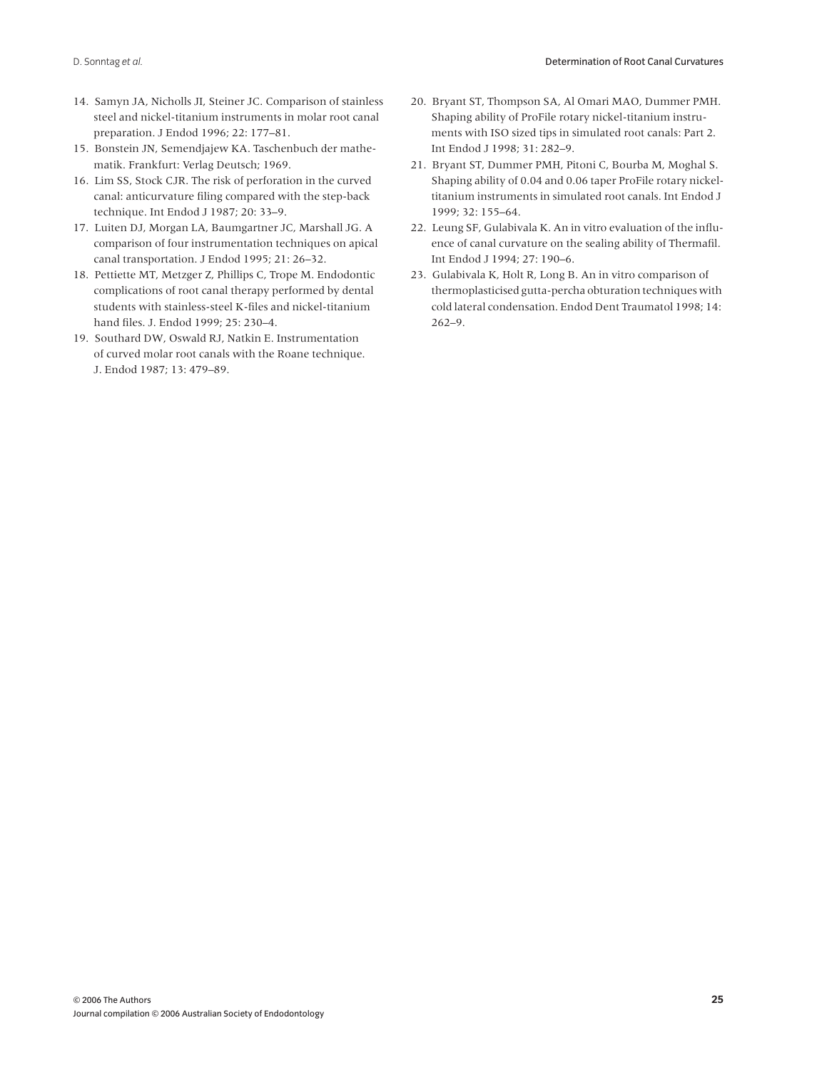14. Samyn JA, Nicholls JI, Steiner JC. Comparison of stainless steel and nickel-titanium instruments in molar root canal preparation. J Endod 1996; 22: 177–81.
15. Bonstein JN, Semendjajew KA. Taschenbuch der mathematik. Frankfurt: Verlag Deutsch; 1969.
16. Lim SS, Stock CJR. The risk of perforation in the curved canal: anticurvature filing compared with the step-back technique. Int Endod J 1987; 20: 33–9.
17. Luiten DJ, Morgan LA, Baumgartner JC, Marshall JG. A comparison of four instrumentation techniques on apical canal transportation. J Endod 1995; 21: 26–32.
18. Pettiette MT, Metzger Z, Phillips C, Trope M. Endodontic complications of root canal therapy performed by dental students with stainless-steel K-files and nickel-titanium hand files. J. Endod 1999; 25: 230–4.
19. Southard DW, Oswald RJ, Natkin E. Instrumentation of curved molar root canals with the Roane technique. J. Endod 1987; 13: 479–89.
20. Bryant ST, Thompson SA, Al Omari MAO, Dummer PMH. Shaping ability of ProFile rotary nickel-titanium instruments with ISO sized tips in simulated root canals: Part 2. Int Endod J 1998; 31: 282–9.
21. Bryant ST, Dummer PMH, Pitoni C, Bourba M, Moghal S. Shaping ability of 0.04 and 0.06 taper ProFile rotary nickel-titanium instruments in simulated root canals. Int Endod J 1999; 32: 155–64.
22. Leung SF, Gulabivala K. An in vitro evaluation of the influence of canal curvature on the sealing ability of Thermafil. Int Endod J 1994; 27: 190–6.
23. Gulabivala K, Holt R, Long B. An in vitro comparison of thermoplasticised gutta-percha obturation techniques with cold lateral condensation. Endod Dent Traumatol 1998; 14: 262–9.